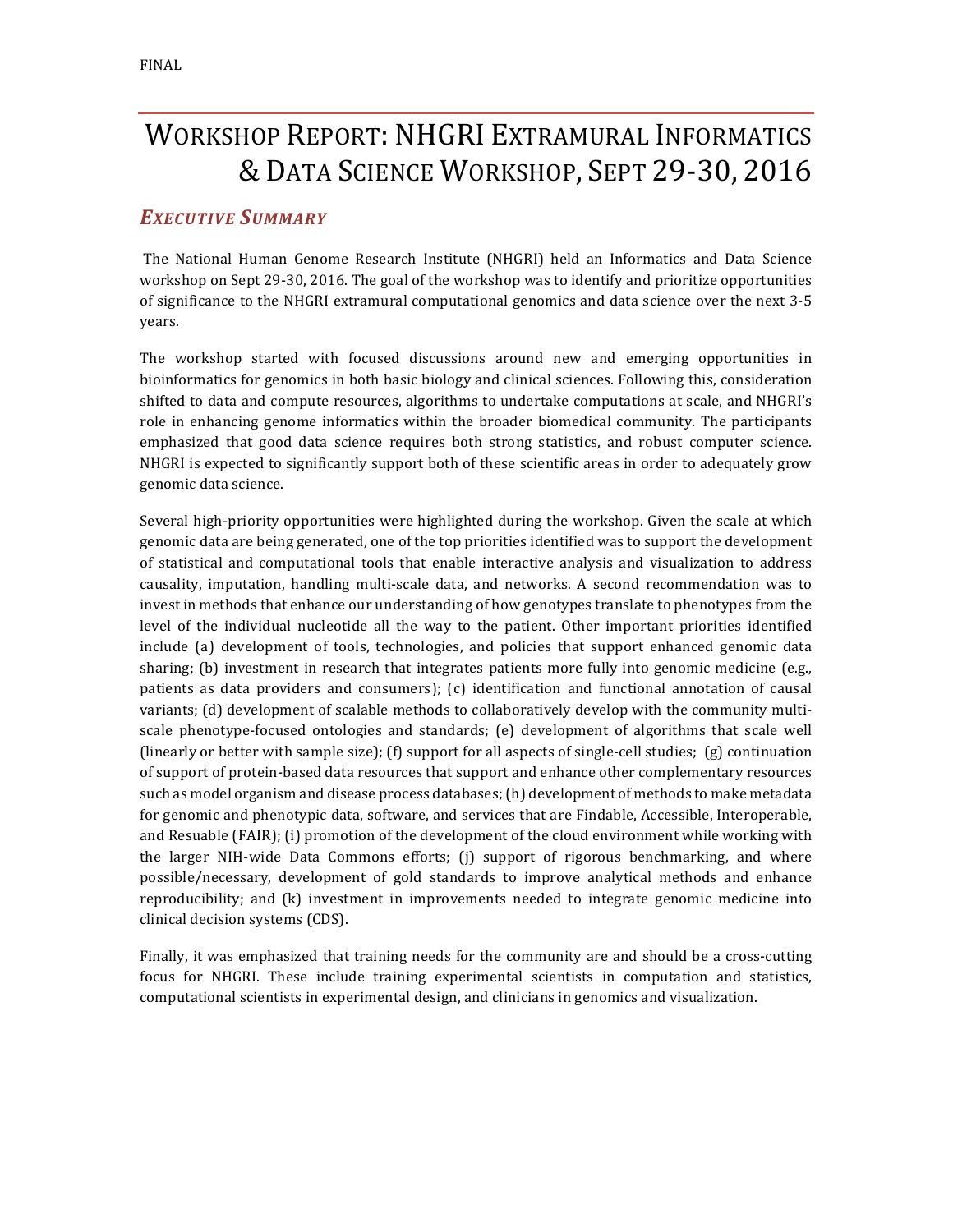FINAL

# Workshop Report: NHGRI Extramural Informatics & Data Science Workshop, Sept 29-30, 2016

## *Executive Summary*

The National Human Genome Research Institute (NHGRI) held an Informatics and Data Science workshop on Sept 29-30, 2016. The goal of the workshop was to identify and prioritize opportunities of significance to the NHGRI extramural computational genomics and data science over the next 3-5 years.

The workshop started with focused discussions around new and emerging opportunities in bioinformatics for genomics in both basic biology and clinical sciences. Following this, consideration shifted to data and compute resources, algorithms to undertake computations at scale, and NHGRI's role in enhancing genome informatics within the broader biomedical community. The participants emphasized that good data science requires both strong statistics, and robust computer science. NHGRI is expected to significantly support both of these scientific areas in order to adequately grow genomic data science.

Several high-priority opportunities were highlighted during the workshop. Given the scale at which genomic data are being generated, one of the top priorities identified was to support the development of statistical and computational tools that enable interactive analysis and visualization to address causality, imputation, handling multi-scale data, and networks. A second recommendation was to invest in methods that enhance our understanding of how genotypes translate to phenotypes from the level of the individual nucleotide all the way to the patient. Other important priorities identified include (a) development of tools, technologies, and policies that support enhanced genomic data sharing; (b) investment in research that integrates patients more fully into genomic medicine (e.g., patients as data providers and consumers); (c) identification and functional annotation of causal variants; (d) development of scalable methods to collaboratively develop with the community multi-scale phenotype-focused ontologies and standards; (e) development of algorithms that scale well (linearly or better with sample size); (f) support for all aspects of single-cell studies; (g) continuation of support of protein-based data resources that support and enhance other complementary resources such as model organism and disease process databases; (h) development of methods to make metadata for genomic and phenotypic data, software, and services that are Findable, Accessible, Interoperable, and Resuable (FAIR); (i) promotion of the development of the cloud environment while working with the larger NIH-wide Data Commons efforts; (j) support of rigorous benchmarking, and where possible/necessary, development of gold standards to improve analytical methods and enhance reproducibility; and (k) investment in improvements needed to integrate genomic medicine into clinical decision systems (CDS).

Finally, it was emphasized that training needs for the community are and should be a cross-cutting focus for NHGRI. These include training experimental scientists in computation and statistics, computational scientists in experimental design, and clinicians in genomics and visualization.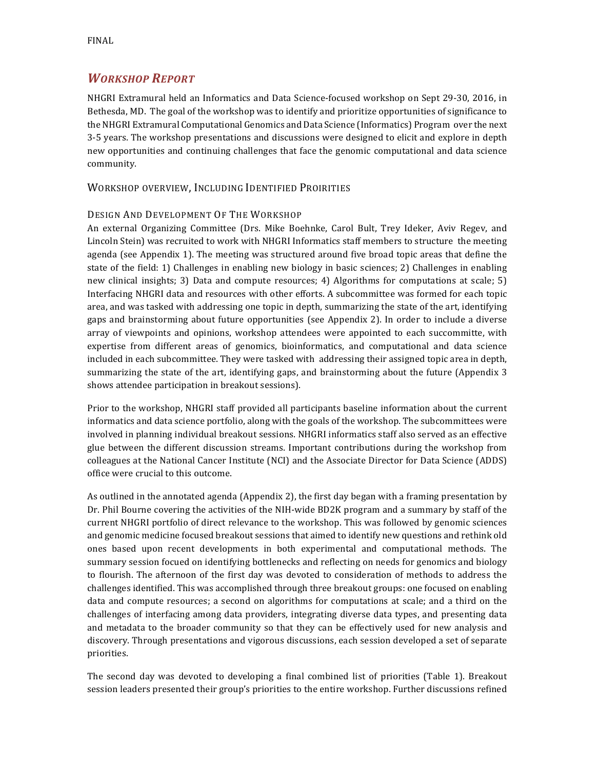## *Workshop Report*

NHGRI Extramural held an Informatics and Data Science-focused workshop on Sept 29-30, 2016, in Bethesda, MD. The goal of the workshop was to identify and prioritize opportunities of significance to the NHGRI Extramural Computational Genomics and Data Science (Informatics) Program over the next 3-5 years. The workshop presentations and discussions were designed to elicit and explore in depth new opportunities and continuing challenges that face the genomic computational and data science community.

### Workshop overview, Including Identified Proirities

#### Design And Development Of The Workshop

An external Organizing Committee (Drs. Mike Boehnke, Carol Bult, Trey Ideker, Aviv Regev, and Lincoln Stein) was recruited to work with NHGRI Informatics staff members to structure the meeting agenda (see Appendix 1). The meeting was structured around five broad topic areas that define the state of the field: 1) Challenges in enabling new biology in basic sciences; 2) Challenges in enabling new clinical insights; 3) Data and compute resources; 4) Algorithms for computations at scale; 5) Interfacing NHGRI data and resources with other efforts. A subcommittee was formed for each topic area, and was tasked with addressing one topic in depth, summarizing the state of the art, identifying gaps and brainstorming about future opportunities (see Appendix 2). In order to include a diverse array of viewpoints and opinions, workshop attendees were appointed to each succommittee, with expertise from different areas of genomics, bioinformatics, and computational and data science included in each subcommittee. They were tasked with addressing their assigned topic area in depth, summarizing the state of the art, identifying gaps, and brainstorming about the future (Appendix 3 shows attendee participation in breakout sessions).

Prior to the workshop, NHGRI staff provided all participants baseline information about the current informatics and data science portfolio, along with the goals of the workshop. The subcommittees were involved in planning individual breakout sessions. NHGRI informatics staff also served as an effective glue between the different discussion streams. Important contributions during the workshop from colleagues at the National Cancer Institute (NCI) and the Associate Director for Data Science (ADDS) office were crucial to this outcome.

As outlined in the annotated agenda (Appendix 2), the first day began with a framing presentation by Dr. Phil Bourne covering the activities of the NIH-wide BD2K program and a summary by staff of the current NHGRI portfolio of direct relevance to the workshop. This was followed by genomic sciences and genomic medicine focused breakout sessions that aimed to identify new questions and rethink old ones based upon recent developments in both experimental and computational methods. The summary session focued on identifying bottlenecks and reflecting on needs for genomics and biology to flourish. The afternoon of the first day was devoted to consideration of methods to address the challenges identified. This was accomplished through three breakout groups: one focused on enabling data and compute resources; a second on algorithms for computations at scale; and a third on the challenges of interfacing among data providers, integrating diverse data types, and presenting data and metadata to the broader community so that they can be effectively used for new analysis and discovery. Through presentations and vigorous discussions, each session developed a set of separate priorities.

The second day was devoted to developing a final combined list of priorities (Table 1). Breakout session leaders presented their group's priorities to the entire workshop. Further discussions refined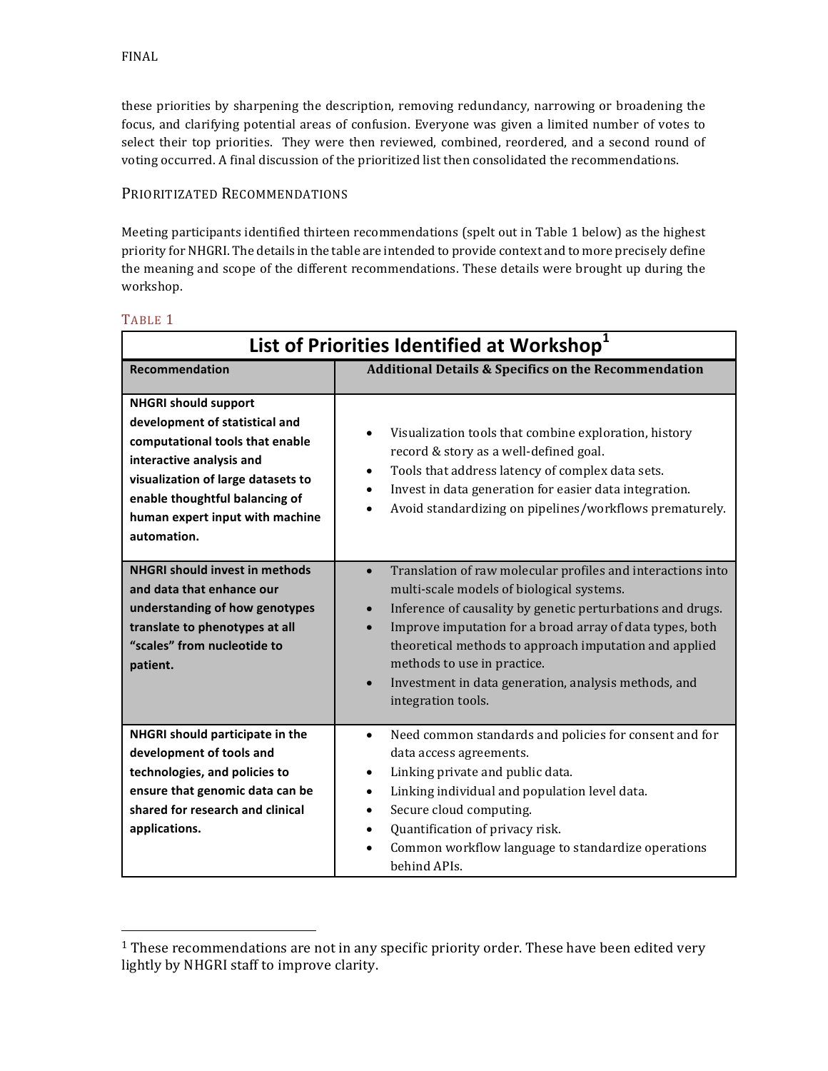these priorities by sharpening the description, removing redundancy, narrowing or broadening the focus, and clarifying potential areas of confusion. Everyone was given a limited number of votes to select their top priorities. They were then reviewed, combined, reordered, and a second round of voting occurred. A final discussion of the prioritized list then consolidated the recommendations.

## PRIORITIZATED RECOMMENDATIONS

Meeting participants identified thirteen recommendations (spelt out in Table 1 below) as the highest priority for NHGRI. The details in the table are intended to provide context and to more precisely define the meaning and scope of the different recommendations. These details were brought up during the workshop.

TABLE 1

**List of Priorities Identified at Workshop**[1]

| Recommendation | Additional Details & Specifics on the Recommendation |
|---|---|
| **NHGRI should support development of statistical and computational tools that enable interactive analysis and visualization of large datasets to enable thoughtful balancing of human expert input with machine automation.** | • Visualization tools that combine exploration, history record & story as a well-defined goal.<br>• Tools that address latency of complex data sets.<br>• Invest in data generation for easier data integration.<br>• Avoid standardizing on pipelines/workflows prematurely. |
| **NHGRI should invest in methods and data that enhance our understanding of how genotypes translate to phenotypes at all "scales" from nucleotide to patient.** | • Translation of raw molecular profiles and interactions into multi-scale models of biological systems.<br>• Inference of causality by genetic perturbations and drugs.<br>• Improve imputation for a broad array of data types, both theoretical methods to approach imputation and applied methods to use in practice.<br>• Investment in data generation, analysis methods, and integration tools. |
| **NHGRI should participate in the development of tools and technologies, and policies to ensure that genomic data can be shared for research and clinical applications.** | • Need common standards and policies for consent and for data access agreements.<br>• Linking private and public data.<br>• Linking individual and population level data.<br>• Secure cloud computing.<br>• Quantification of privacy risk.<br>• Common workflow language to standardize operations behind APIs. |

[1] These recommendations are not in any specific priority order. These have been edited very lightly by NHGRI staff to improve clarity.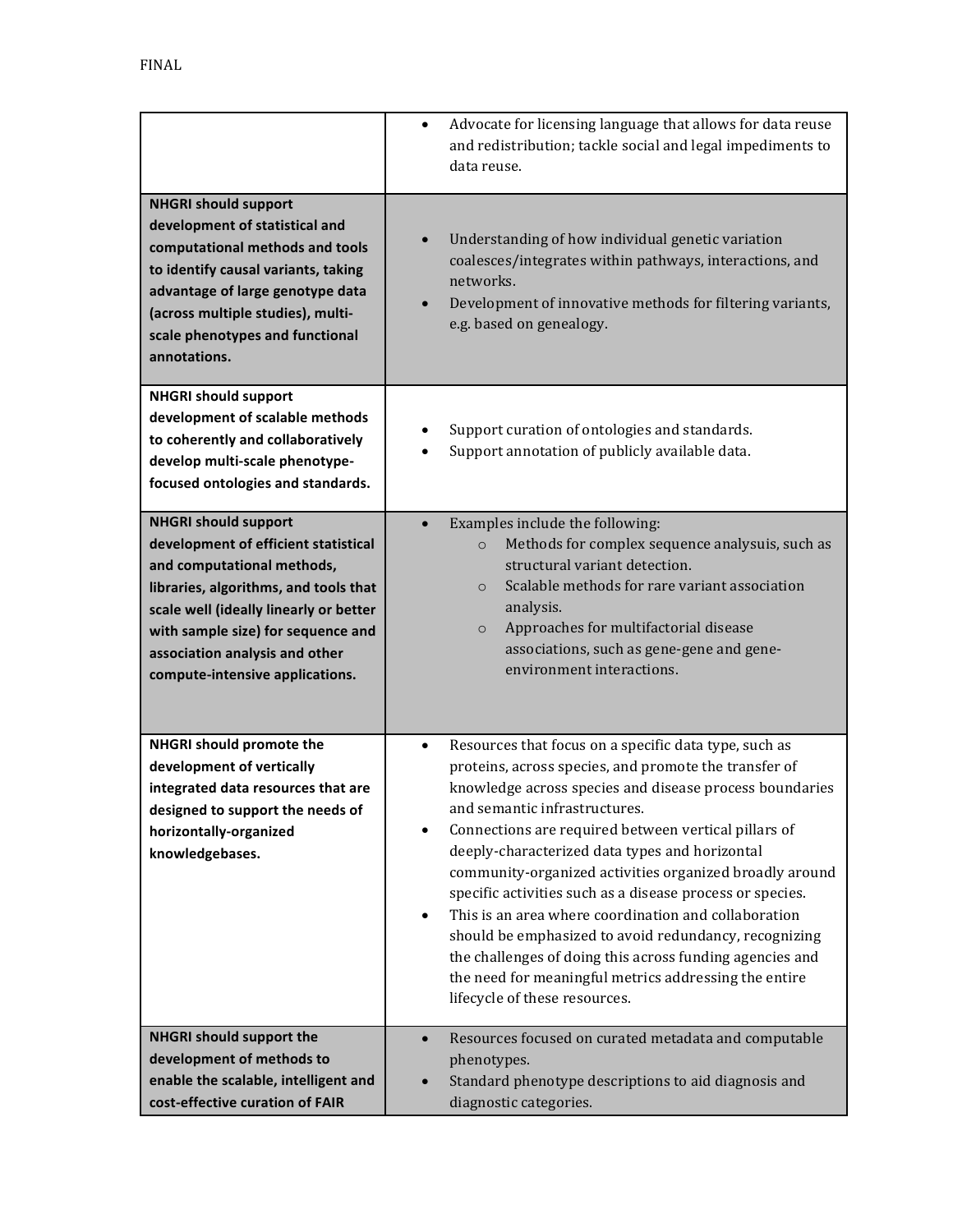| | |
|---|---|
| | • Advocate for licensing language that allows for data reuse and redistribution; tackle social and legal impediments to data reuse. |
| **NHGRI should support development of statistical and computational methods and tools to identify causal variants, taking advantage of large genotype data (across multiple studies), multi-scale phenotypes and functional annotations.** | • Understanding of how individual genetic variation coalesces/integrates within pathways, interactions, and networks.<br>• Development of innovative methods for filtering variants, e.g. based on genealogy. |
| **NHGRI should support development of scalable methods to coherently and collaboratively develop multi-scale phenotype-focused ontologies and standards.** | • Support curation of ontologies and standards.<br>• Support annotation of publicly available data. |
| **NHGRI should support development of efficient statistical and computational methods, libraries, algorithms, and tools that scale well (ideally linearly or better with sample size) for sequence and association analysis and other compute-intensive applications.** | • Examples include the following:<br>  ○ Methods for complex sequence analysuis, such as structural variant detection.<br>  ○ Scalable methods for rare variant association analysis.<br>  ○ Approaches for multifactorial disease associations, such as gene-gene and gene-environment interactions. |
| **NHGRI should promote the development of vertically integrated data resources that are designed to support the needs of horizontally-organized knowledgebases.** | • Resources that focus on a specific data type, such as proteins, across species, and promote the transfer of knowledge across species and disease process boundaries and semantic infrastructures.<br>• Connections are required between vertical pillars of deeply-characterized data types and horizontal community-organized activities organized broadly around specific activities such as a disease process or species.<br>• This is an area where coordination and collaboration should be emphasized to avoid redundancy, recognizing the challenges of doing this across funding agencies and the need for meaningful metrics addressing the entire lifecycle of these resources. |
| **NHGRI should support the development of methods to enable the scalable, intelligent and cost-effective curation of FAIR** | • Resources focused on curated metadata and computable phenotypes.<br>• Standard phenotype descriptions to aid diagnosis and diagnostic categories. |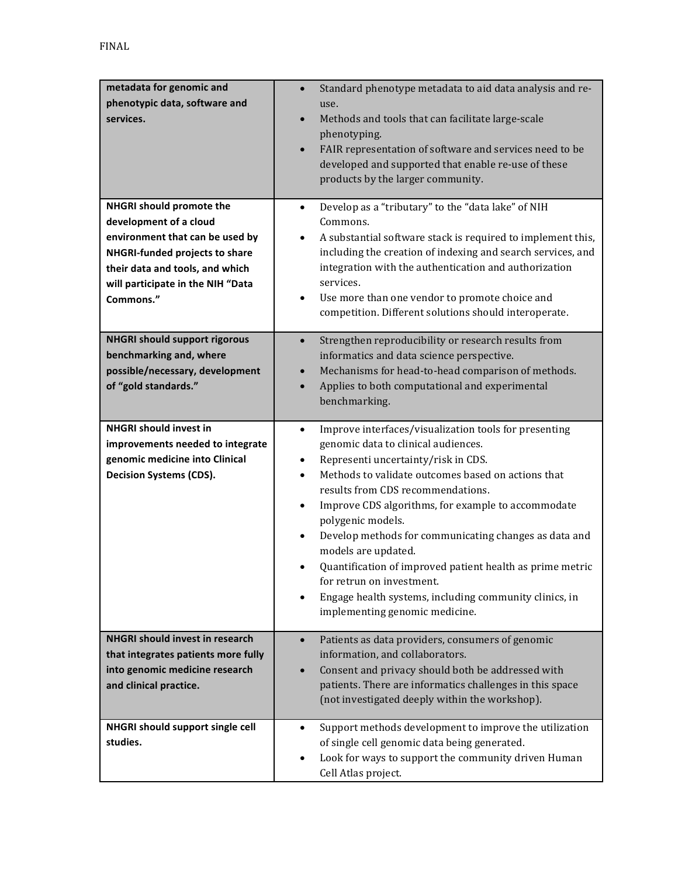| | |
|---|---|
| **metadata for genomic and phenotypic data, software and services.** | • Standard phenotype metadata to aid data analysis and re-use.<br>• Methods and tools that can facilitate large-scale phenotyping.<br>• FAIR representation of software and services need to be developed and supported that enable re-use of these products by the larger community. |
| **NHGRI should promote the development of a cloud environment that can be used by NHGRI-funded projects to share their data and tools, and which will participate in the NIH "Data Commons."** | • Develop as a "tributary" to the "data lake" of NIH Commons.<br>• A substantial software stack is required to implement this, including the creation of indexing and search services, and integration with the authentication and authorization services.<br>• Use more than one vendor to promote choice and competition. Different solutions should interoperate. |
| **NHGRI should support rigorous benchmarking and, where possible/necessary, development of "gold standards."** | • Strengthen reproducibility or research results from informatics and data science perspective.<br>• Mechanisms for head-to-head comparison of methods.<br>• Applies to both computational and experimental benchmarking. |
| **NHGRI should invest in improvements needed to integrate genomic medicine into Clinical Decision Systems (CDS).** | • Improve interfaces/visualization tools for presenting genomic data to clinical audiences.<br>• Representi uncertainty/risk in CDS.<br>• Methods to validate outcomes based on actions that results from CDS recommendations.<br>• Improve CDS algorithms, for example to accommodate polygenic models.<br>• Develop methods for communicating changes as data and models are updated.<br>• Quantification of improved patient health as prime metric for retrun on investment.<br>• Engage health systems, including community clinics, in implementing genomic medicine. |
| **NHGRI should invest in research that integrates patients more fully into genomic medicine research and clinical practice.** | • Patients as data providers, consumers of genomic information, and collaborators.<br>• Consent and privacy should both be addressed with patients. There are informatics challenges in this space (not investigated deeply within the workshop). |
| **NHGRI should support single cell studies.** | • Support methods development to improve the utilization of single cell genomic data being generated.<br>• Look for ways to support the community driven Human Cell Atlas project. |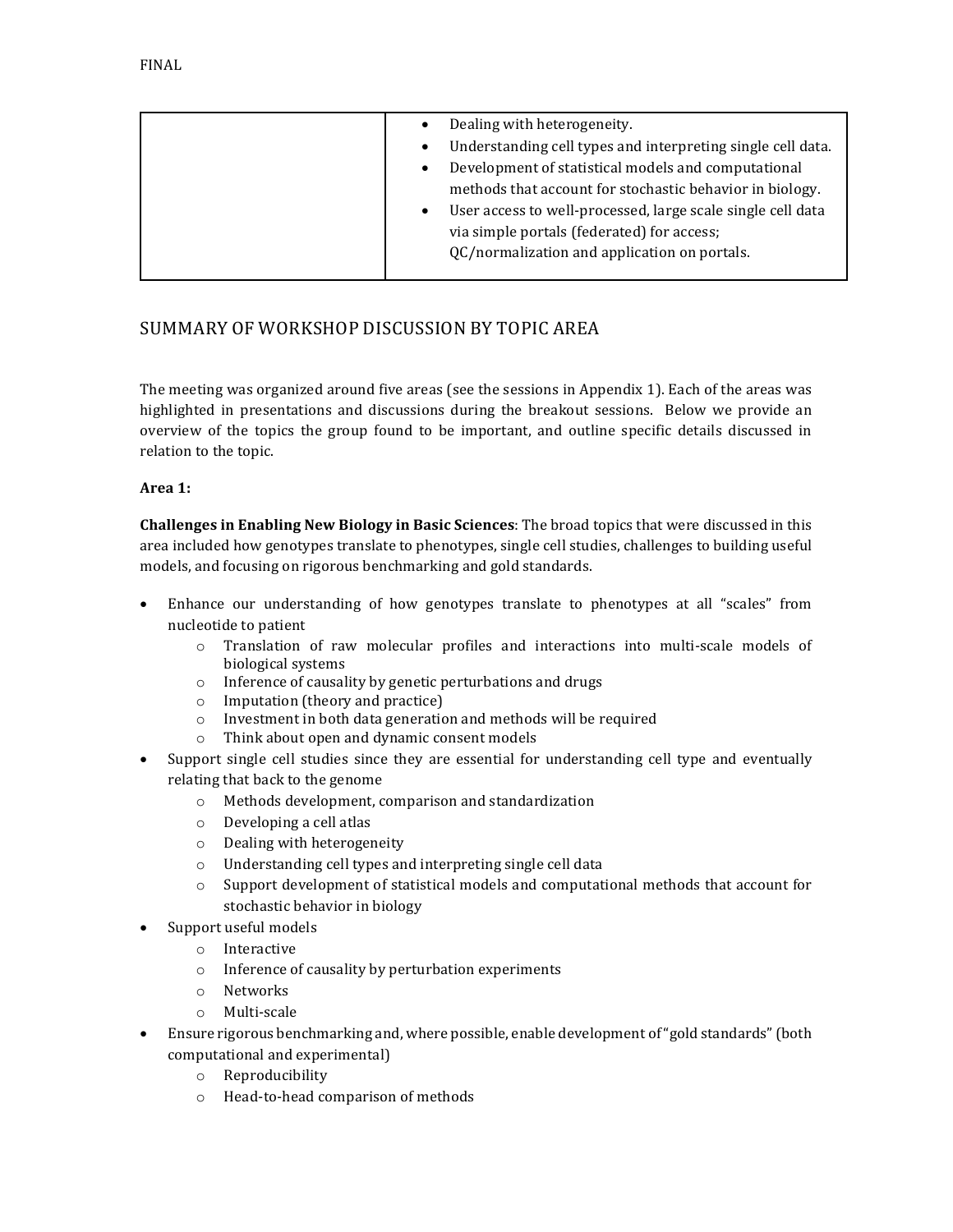| | |
|---|---|
| | • Dealing with heterogeneity.<br>• Understanding cell types and interpreting single cell data.<br>• Development of statistical models and computational methods that account for stochastic behavior in biology.<br>• User access to well-processed, large scale single cell data via simple portals (federated) for access; QC/normalization and application on portals. |

## SUMMARY OF WORKSHOP DISCUSSION BY TOPIC AREA

The meeting was organized around five areas (see the sessions in Appendix 1). Each of the areas was highlighted in presentations and discussions during the breakout sessions. Below we provide an overview of the topics the group found to be important, and outline specific details discussed in relation to the topic.

**Area 1:**

**Challenges in Enabling New Biology in Basic Sciences**: The broad topics that were discussed in this area included how genotypes translate to phenotypes, single cell studies, challenges to building useful models, and focusing on rigorous benchmarking and gold standards.

- Enhance our understanding of how genotypes translate to phenotypes at all "scales" from nucleotide to patient
  - Translation of raw molecular profiles and interactions into multi-scale models of biological systems
  - Inference of causality by genetic perturbations and drugs
  - Imputation (theory and practice)
  - Investment in both data generation and methods will be required
  - Think about open and dynamic consent models
- Support single cell studies since they are essential for understanding cell type and eventually relating that back to the genome
  - Methods development, comparison and standardization
  - Developing a cell atlas
  - Dealing with heterogeneity
  - Understanding cell types and interpreting single cell data
  - Support development of statistical models and computational methods that account for stochastic behavior in biology
- Support useful models
  - Interactive
  - Inference of causality by perturbation experiments
  - Networks
  - Multi-scale
- Ensure rigorous benchmarking and, where possible, enable development of "gold standards" (both computational and experimental)
  - Reproducibility
  - Head-to-head comparison of methods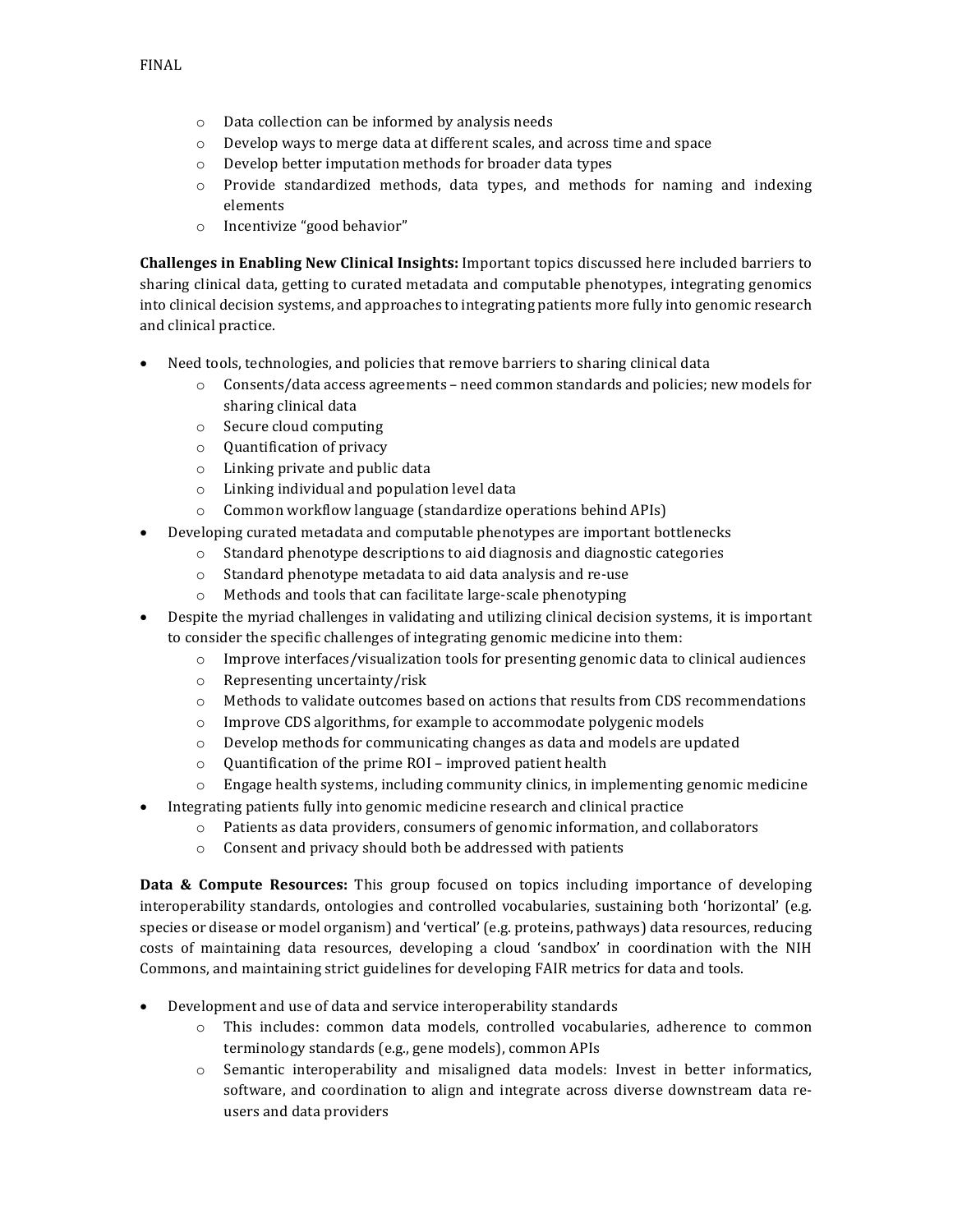- Data collection can be informed by analysis needs
  - Develop ways to merge data at different scales, and across time and space
  - Develop better imputation methods for broader data types
  - Provide standardized methods, data types, and methods for naming and indexing elements
  - Incentivize "good behavior"

**Challenges in Enabling New Clinical Insights:** Important topics discussed here included barriers to sharing clinical data, getting to curated metadata and computable phenotypes, integrating genomics into clinical decision systems, and approaches to integrating patients more fully into genomic research and clinical practice.

- Need tools, technologies, and policies that remove barriers to sharing clinical data
  - Consents/data access agreements – need common standards and policies; new models for sharing clinical data
  - Secure cloud computing
  - Quantification of privacy
  - Linking private and public data
  - Linking individual and population level data
  - Common workflow language (standardize operations behind APIs)
- Developing curated metadata and computable phenotypes are important bottlenecks
  - Standard phenotype descriptions to aid diagnosis and diagnostic categories
  - Standard phenotype metadata to aid data analysis and re-use
  - Methods and tools that can facilitate large-scale phenotyping
- Despite the myriad challenges in validating and utilizing clinical decision systems, it is important to consider the specific challenges of integrating genomic medicine into them:
  - Improve interfaces/visualization tools for presenting genomic data to clinical audiences
  - Representing uncertainty/risk
  - Methods to validate outcomes based on actions that results from CDS recommendations
  - Improve CDS algorithms, for example to accommodate polygenic models
  - Develop methods for communicating changes as data and models are updated
  - Quantification of the prime ROI – improved patient health
  - Engage health systems, including community clinics, in implementing genomic medicine
- Integrating patients fully into genomic medicine research and clinical practice
  - Patients as data providers, consumers of genomic information, and collaborators
  - Consent and privacy should both be addressed with patients

**Data & Compute Resources:** This group focused on topics including importance of developing interoperability standards, ontologies and controlled vocabularies, sustaining both 'horizontal' (e.g. species or disease or model organism) and 'vertical' (e.g. proteins, pathways) data resources, reducing costs of maintaining data resources, developing a cloud 'sandbox' in coordination with the NIH Commons, and maintaining strict guidelines for developing FAIR metrics for data and tools.

- Development and use of data and service interoperability standards
  - This includes: common data models, controlled vocabularies, adherence to common terminology standards (e.g., gene models), common APIs
  - Semantic interoperability and misaligned data models: Invest in better informatics, software, and coordination to align and integrate across diverse downstream data re-users and data providers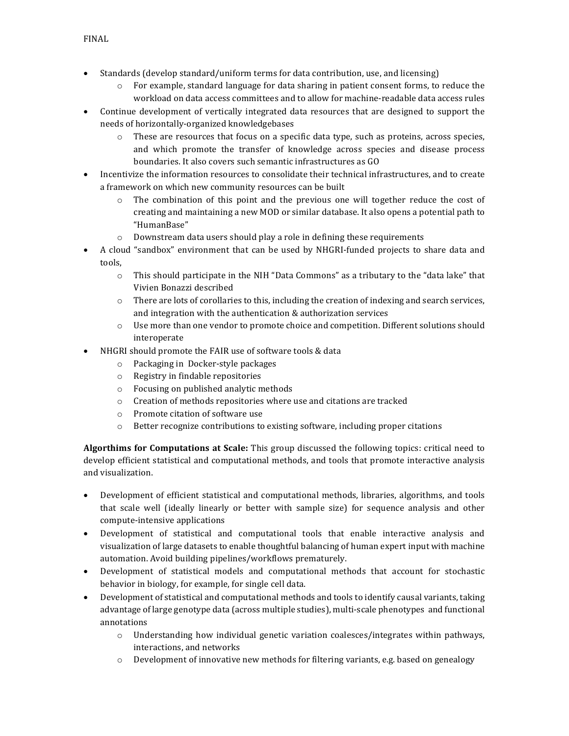- Standards (develop standard/uniform terms for data contribution, use, and licensing)
    - For example, standard language for data sharing in patient consent forms, to reduce the workload on data access committees and to allow for machine-readable data access rules
- Continue development of vertically integrated data resources that are designed to support the needs of horizontally-organized knowledgebases
    - These are resources that focus on a specific data type, such as proteins, across species, and which promote the transfer of knowledge across species and disease process boundaries. It also covers such semantic infrastructures as GO
- Incentivize the information resources to consolidate their technical infrastructures, and to create a framework on which new community resources can be built
    - The combination of this point and the previous one will together reduce the cost of creating and maintaining a new MOD or similar database. It also opens a potential path to "HumanBase"
    - Downstream data users should play a role in defining these requirements
- A cloud "sandbox" environment that can be used by NHGRI-funded projects to share data and tools,
    - This should participate in the NIH "Data Commons" as a tributary to the "data lake" that Vivien Bonazzi described
    - There are lots of corollaries to this, including the creation of indexing and search services, and integration with the authentication & authorization services
    - Use more than one vendor to promote choice and competition. Different solutions should interoperate
- NHGRI should promote the FAIR use of software tools & data
    - Packaging in Docker-style packages
    - Registry in findable repositories
    - Focusing on published analytic methods
    - Creation of methods repositories where use and citations are tracked
    - Promote citation of software use
    - Better recognize contributions to existing software, including proper citations

**Algorithims for Computations at Scale:** This group discussed the following topics: critical need to develop efficient statistical and computational methods, and tools that promote interactive analysis and visualization.

- Development of efficient statistical and computational methods, libraries, algorithms, and tools that scale well (ideally linearly or better with sample size) for sequence analysis and other compute-intensive applications
- Development of statistical and computational tools that enable interactive analysis and visualization of large datasets to enable thoughtful balancing of human expert input with machine automation. Avoid building pipelines/workflows prematurely.
- Development of statistical models and computational methods that account for stochastic behavior in biology, for example, for single cell data.
- Development of statistical and computational methods and tools to identify causal variants, taking advantage of large genotype data (across multiple studies), multi-scale phenotypes and functional annotations
    - Understanding how individual genetic variation coalesces/integrates within pathways, interactions, and networks
    - Development of innovative new methods for filtering variants, e.g. based on genealogy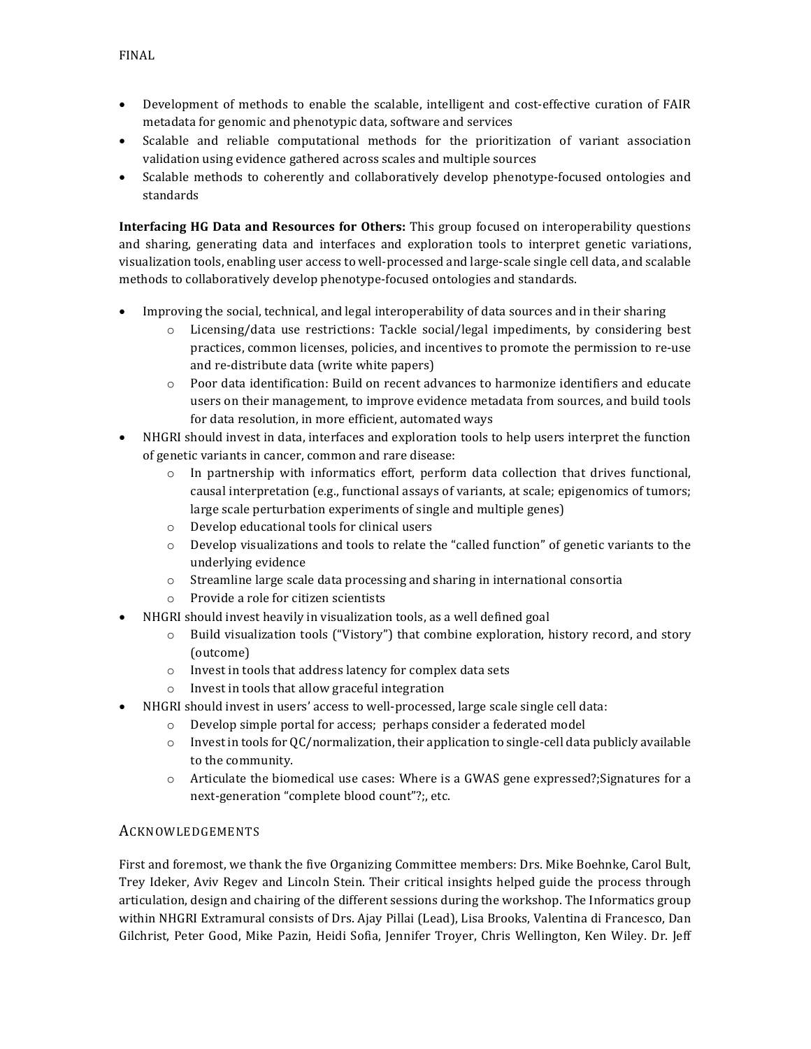- Development of methods to enable the scalable, intelligent and cost-effective curation of FAIR metadata for genomic and phenotypic data, software and services
- Scalable and reliable computational methods for the prioritization of variant association validation using evidence gathered across scales and multiple sources
- Scalable methods to coherently and collaboratively develop phenotype-focused ontologies and standards

**Interfacing HG Data and Resources for Others:** This group focused on interoperability questions and sharing, generating data and interfaces and exploration tools to interpret genetic variations, visualization tools, enabling user access to well-processed and large-scale single cell data, and scalable methods to collaboratively develop phenotype-focused ontologies and standards.

- Improving the social, technical, and legal interoperability of data sources and in their sharing
    - Licensing/data use restrictions: Tackle social/legal impediments, by considering best practices, common licenses, policies, and incentives to promote the permission to re-use and re-distribute data (write white papers)
    - Poor data identification: Build on recent advances to harmonize identifiers and educate users on their management, to improve evidence metadata from sources, and build tools for data resolution, in more efficient, automated ways
- NHGRI should invest in data, interfaces and exploration tools to help users interpret the function of genetic variants in cancer, common and rare disease:
    - In partnership with informatics effort, perform data collection that drives functional, causal interpretation (e.g., functional assays of variants, at scale; epigenomics of tumors; large scale perturbation experiments of single and multiple genes)
    - Develop educational tools for clinical users
    - Develop visualizations and tools to relate the "called function" of genetic variants to the underlying evidence
    - Streamline large scale data processing and sharing in international consortia
    - Provide a role for citizen scientists
- NHGRI should invest heavily in visualization tools, as a well defined goal
    - Build visualization tools ("Vistory") that combine exploration, history record, and story (outcome)
    - Invest in tools that address latency for complex data sets
    - Invest in tools that allow graceful integration
- NHGRI should invest in users' access to well-processed, large scale single cell data:
    - Develop simple portal for access; perhaps consider a federated model
    - Invest in tools for QC/normalization, their application to single-cell data publicly available to the community.
    - Articulate the biomedical use cases: Where is a GWAS gene expressed?;Signatures for a next-generation "complete blood count"?;, etc.

## Acknowledgements

First and foremost, we thank the five Organizing Committee members: Drs. Mike Boehnke, Carol Bult, Trey Ideker, Aviv Regev and Lincoln Stein. Their critical insights helped guide the process through articulation, design and chairing of the different sessions during the workshop. The Informatics group within NHGRI Extramural consists of Drs. Ajay Pillai (Lead), Lisa Brooks, Valentina di Francesco, Dan Gilchrist, Peter Good, Mike Pazin, Heidi Sofia, Jennifer Troyer, Chris Wellington, Ken Wiley. Dr. Jeff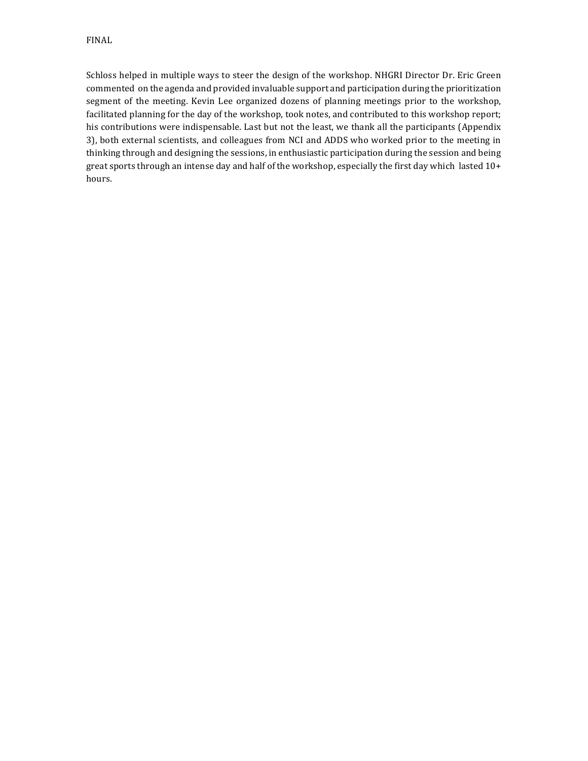Schloss helped in multiple ways to steer the design of the workshop. NHGRI Director Dr. Eric Green commented on the agenda and provided invaluable support and participation during the prioritization segment of the meeting. Kevin Lee organized dozens of planning meetings prior to the workshop, facilitated planning for the day of the workshop, took notes, and contributed to this workshop report; his contributions were indispensable. Last but not the least, we thank all the participants (Appendix 3), both external scientists, and colleagues from NCI and ADDS who worked prior to the meeting in thinking through and designing the sessions, in enthusiastic participation during the session and being great sports through an intense day and half of the workshop, especially the first day which lasted 10+ hours.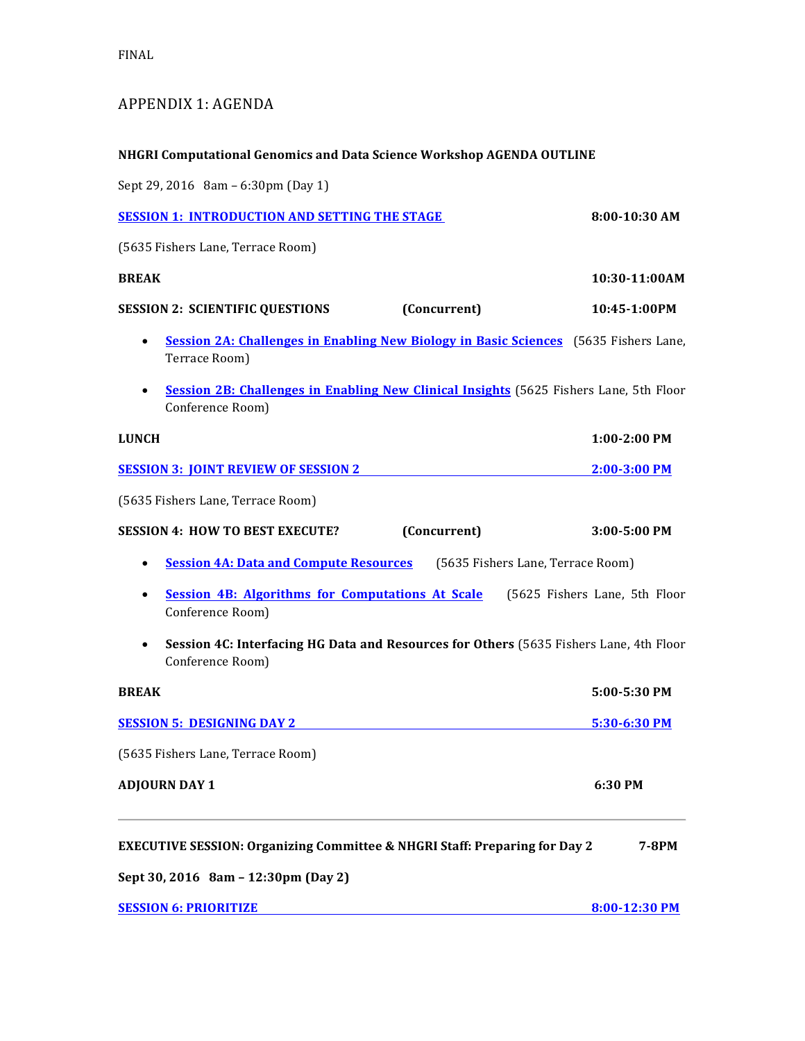FINAL

## APPENDIX 1: AGENDA

**NHGRI Computational Genomics and Data Science Workshop AGENDA OUTLINE**

Sept 29, 2016 8am – 6:30pm (Day 1)

**SESSION 1: INTRODUCTION AND SETTING THE STAGE** **8:00-10:30 AM**

(5635 Fishers Lane, Terrace Room)

**BREAK** **10:30-11:00AM**

**SESSION 2: SCIENTIFIC QUESTIONS** **(Concurrent)** **10:45-1:00PM**

- **Session 2A: Challenges in Enabling New Biology in Basic Sciences** (5635 Fishers Lane, Terrace Room)
- **Session 2B: Challenges in Enabling New Clinical Insights** (5625 Fishers Lane, 5th Floor Conference Room)

**LUNCH** **1:00-2:00 PM**

**SESSION 3: JOINT REVIEW OF SESSION 2** **2:00-3:00 PM**

(5635 Fishers Lane, Terrace Room)

**SESSION 4: HOW TO BEST EXECUTE?** **(Concurrent)** **3:00-5:00 PM**

- **Session 4A: Data and Compute Resources** (5635 Fishers Lane, Terrace Room)
- **Session 4B: Algorithms for Computations At Scale** (5625 Fishers Lane, 5th Floor Conference Room)
- **Session 4C: Interfacing HG Data and Resources for Others** (5635 Fishers Lane, 4th Floor Conference Room)

**BREAK** **5:00-5:30 PM**

**SESSION 5: DESIGNING DAY 2** **5:30-6:30 PM**

(5635 Fishers Lane, Terrace Room)

**ADJOURN DAY 1** **6:30 PM**

---

**EXECUTIVE SESSION: Organizing Committee & NHGRI Staff: Preparing for Day 2** **7-8PM**

**Sept 30, 2016 8am – 12:30pm (Day 2)**

**SESSION 6: PRIORITIZE** **8:00-12:30 PM**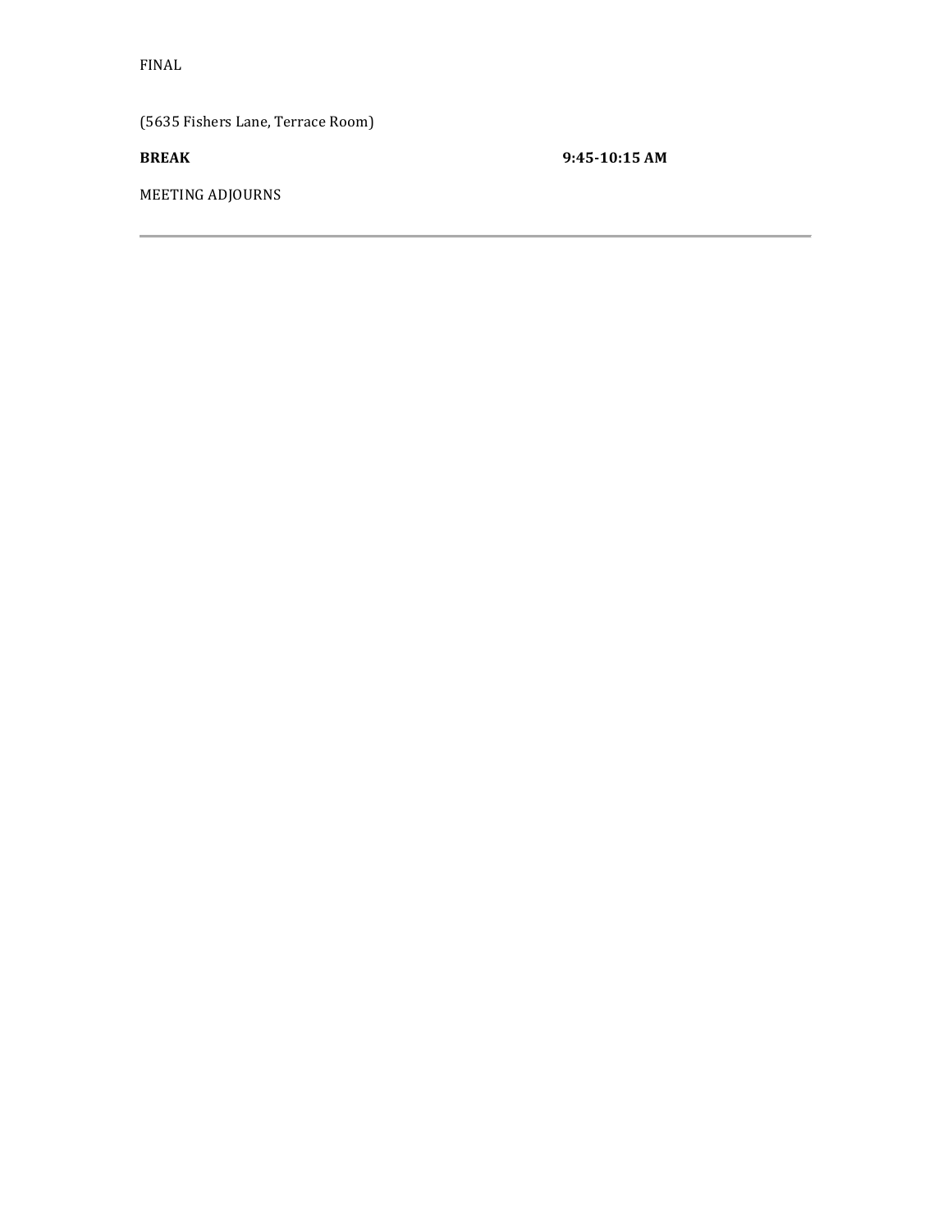FINAL

(5635 Fishers Lane, Terrace Room)

**BREAK** **9:45-10:15 AM**

MEETING ADJOURNS

---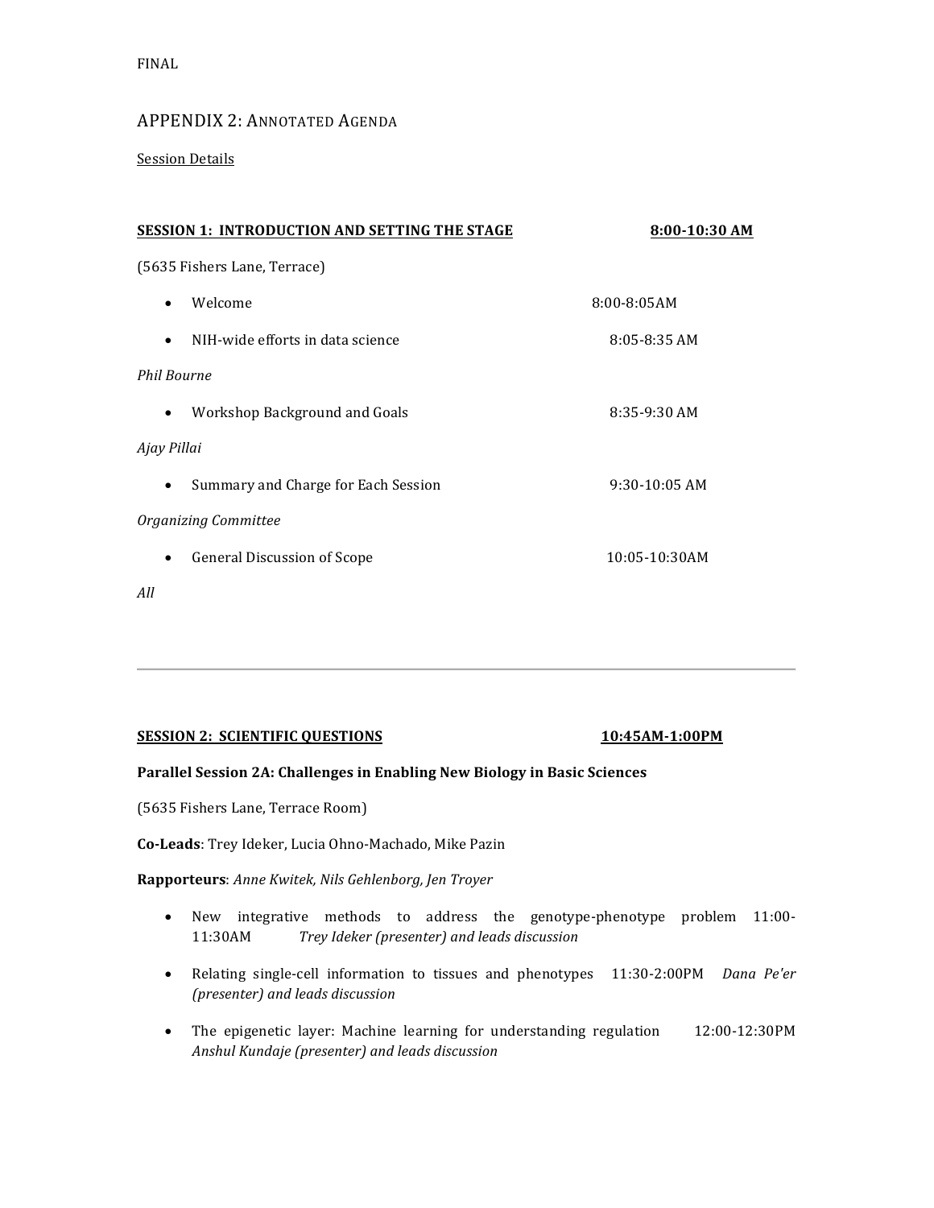FINAL

## APPENDIX 2: ANNOTATED AGENDA

Session Details

### SESSION 1: INTRODUCTION AND SETTING THE STAGE 8:00-10:30 AM

(5635 Fishers Lane, Terrace)

- Welcome 8:00-8:05AM
- NIH-wide efforts in data science 8:05-8:35 AM

*Phil Bourne*

- Workshop Background and Goals 8:35-9:30 AM

*Ajay Pillai*

- Summary and Charge for Each Session 9:30-10:05 AM

*Organizing Committee*

- General Discussion of Scope 10:05-10:30AM

*All*

---

### SESSION 2: SCIENTIFIC QUESTIONS 10:45AM-1:00PM

**Parallel Session 2A: Challenges in Enabling New Biology in Basic Sciences**

(5635 Fishers Lane, Terrace Room)

**Co-Leads**: Trey Ideker, Lucia Ohno-Machado, Mike Pazin

**Rapporteurs**: *Anne Kwitek, Nils Gehlenborg, Jen Troyer*

- New integrative methods to address the genotype-phenotype problem 11:00-11:30AM *Trey Ideker (presenter) and leads discussion*
- Relating single-cell information to tissues and phenotypes 11:30-2:00PM *Dana Pe'er (presenter) and leads discussion*
- The epigenetic layer: Machine learning for understanding regulation 12:00-12:30PM *Anshul Kundaje (presenter) and leads discussion*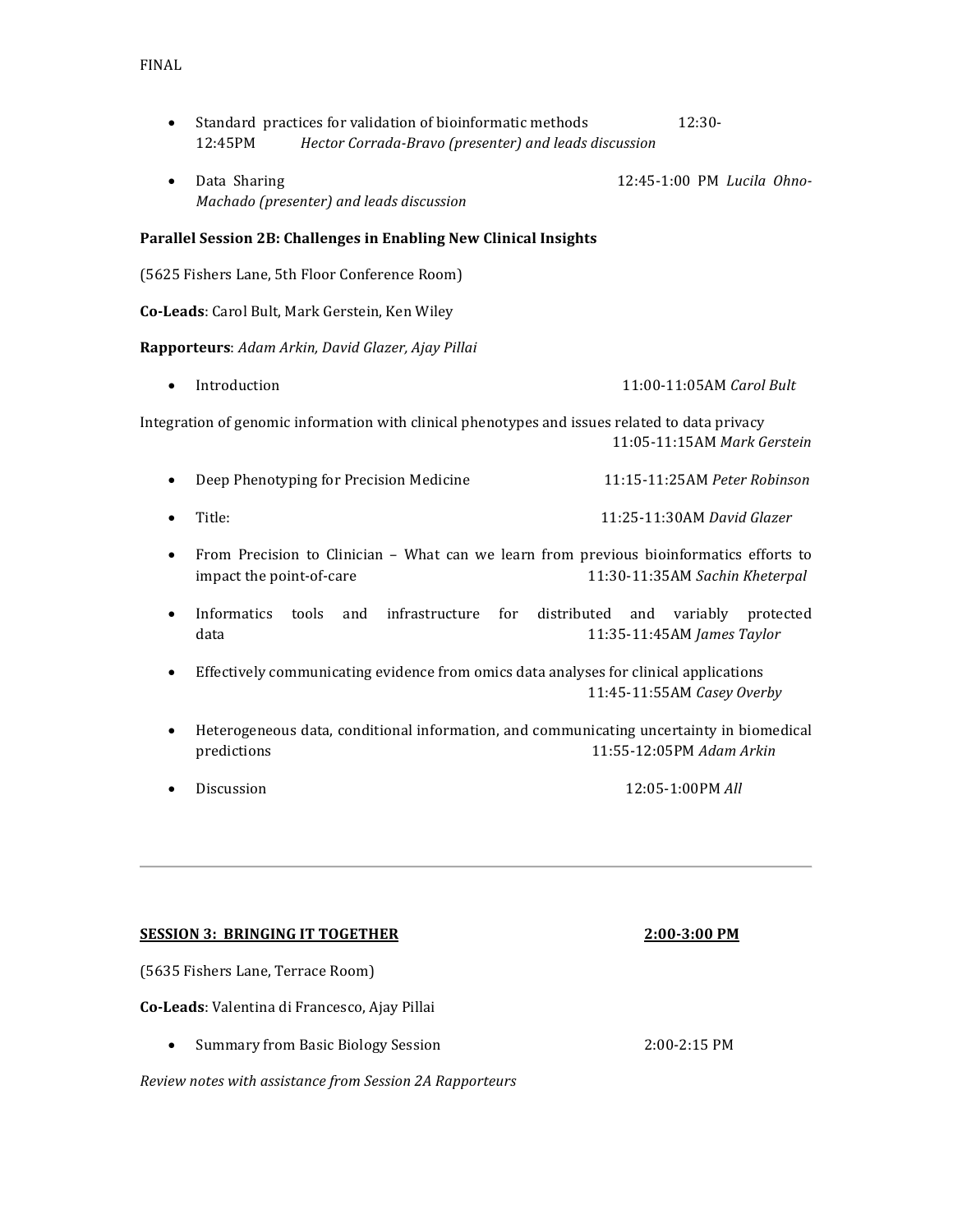FINAL

- Standard practices for validation of bioinformatic methods 12:30-12:45PM *Hector Corrada-Bravo (presenter) and leads discussion*

- Data Sharing 12:45-1:00 PM *Lucila Ohno-Machado (presenter) and leads discussion*

**Parallel Session 2B: Challenges in Enabling New Clinical Insights**

(5625 Fishers Lane, 5th Floor Conference Room)

**Co-Leads**: Carol Bult, Mark Gerstein, Ken Wiley

**Rapporteurs**: *Adam Arkin, David Glazer, Ajay Pillai*

- Introduction 11:00-11:05AM *Carol Bult*

Integration of genomic information with clinical phenotypes and issues related to data privacy 11:05-11:15AM *Mark Gerstein*

- Deep Phenotyping for Precision Medicine 11:15-11:25AM *Peter Robinson*

- Title: 11:25-11:30AM *David Glazer*

- From Precision to Clinician – What can we learn from previous bioinformatics efforts to impact the point-of-care 11:30-11:35AM *Sachin Kheterpal*

- Informatics tools and infrastructure for distributed and variably protected data 11:35-11:45AM *James Taylor*

- Effectively communicating evidence from omics data analyses for clinical applications 11:45-11:55AM *Casey Overby*

- Heterogeneous data, conditional information, and communicating uncertainty in biomedical predictions 11:55-12:05PM *Adam Arkin*

- Discussion 12:05-1:00PM *All*

---

**<u>SESSION 3: BRINGING IT TOGETHER</u>** **<u>2:00-3:00 PM</u>**

(5635 Fishers Lane, Terrace Room)

**Co-Leads**: Valentina di Francesco, Ajay Pillai

- Summary from Basic Biology Session 2:00-2:15 PM

*Review notes with assistance from Session 2A Rapporteurs*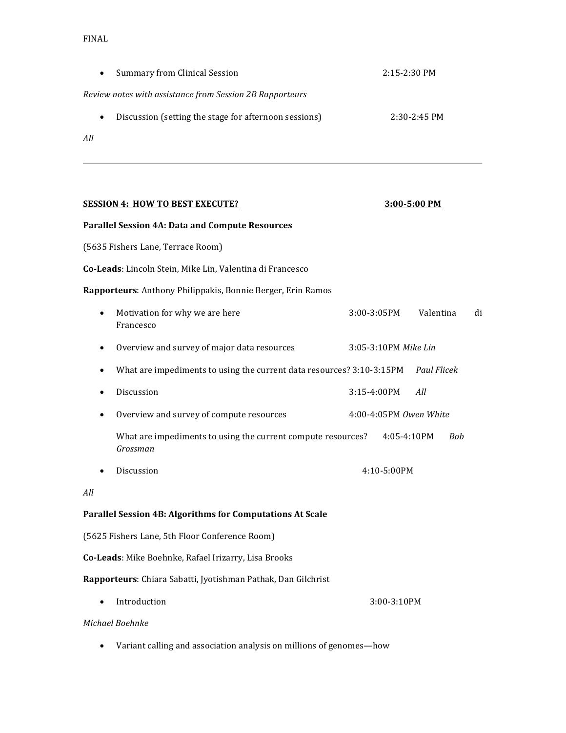FINAL

- Summary from Clinical Session 2:15-2:30 PM

*Review notes with assistance from Session 2B Rapporteurs*

- Discussion (setting the stage for afternoon sessions) 2:30-2:45 PM

*All*

---

**SESSION 4: HOW TO BEST EXECUTE? 3:00-5:00 PM**

**Parallel Session 4A: Data and Compute Resources**

(5635 Fishers Lane, Terrace Room)

**Co-Leads**: Lincoln Stein, Mike Lin, Valentina di Francesco

**Rapporteurs**: Anthony Philippakis, Bonnie Berger, Erin Ramos

- Motivation for why we are here 3:00-3:05PM Valentina di Francesco
- Overview and survey of major data resources 3:05-3:10PM *Mike Lin*
- What are impediments to using the current data resources? 3:10-3:15PM *Paul Flicek*
- Discussion 3:15-4:00PM *All*
- Overview and survey of compute resources 4:00-4:05PM *Owen White*

  What are impediments to using the current compute resources? 4:05-4:10PM *Bob Grossman*
- Discussion 4:10-5:00PM

*All*

**Parallel Session 4B: Algorithms for Computations At Scale**

(5625 Fishers Lane, 5th Floor Conference Room)

**Co-Leads**: Mike Boehnke, Rafael Irizarry, Lisa Brooks

**Rapporteurs**: Chiara Sabatti, Jyotishman Pathak, Dan Gilchrist

- Introduction 3:00-3:10PM

*Michael Boehnke*

- Variant calling and association analysis on millions of genomes—how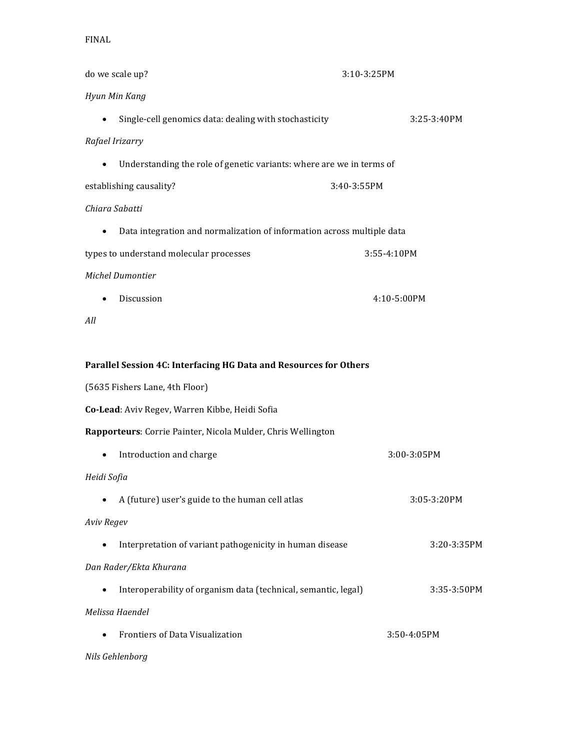do we scale up? 3:10-3:25PM

*Hyun Min Kang*

- Single-cell genomics data: dealing with stochasticity 3:25-3:40PM

*Rafael Irizarry*

- Understanding the role of genetic variants: where are we in terms of establishing causality? 3:40-3:55PM

*Chiara Sabatti*

- Data integration and normalization of information across multiple data types to understand molecular processes 3:55-4:10PM

*Michel Dumontier*

- Discussion 4:10-5:00PM

*All*

**Parallel Session 4C: Interfacing HG Data and Resources for Others**

(5635 Fishers Lane, 4th Floor)

**Co-Lead**: Aviv Regev, Warren Kibbe, Heidi Sofia

**Rapporteurs**: Corrie Painter, Nicola Mulder, Chris Wellington

- Introduction and charge 3:00-3:05PM

*Heidi Sofia*

- A (future) user's guide to the human cell atlas 3:05-3:20PM

*Aviv Regev*

- Interpretation of variant pathogenicity in human disease 3:20-3:35PM

*Dan Rader/Ekta Khurana*

- Interoperability of organism data (technical, semantic, legal) 3:35-3:50PM

*Melissa Haendel*

- Frontiers of Data Visualization 3:50-4:05PM

*Nils Gehlenborg*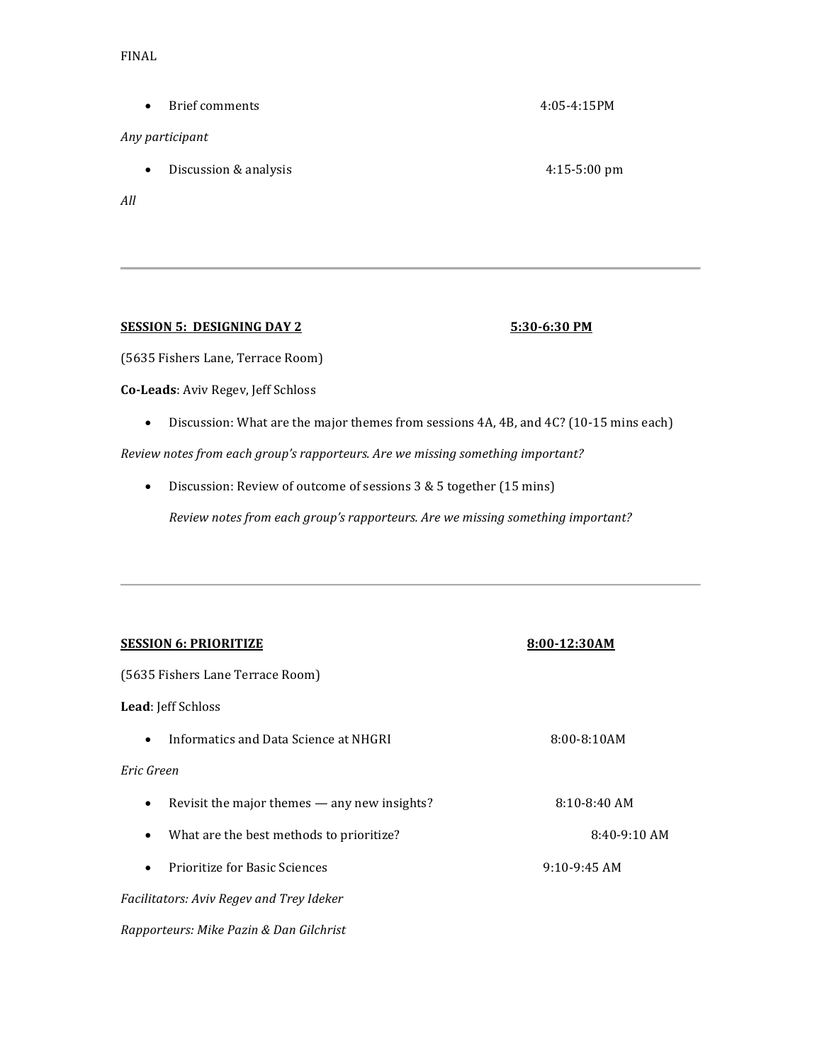FINAL

- Brief comments 4:05-4:15PM

*Any participant*

- Discussion & analysis 4:15-5:00 pm

*All*

---

**SESSION 5: DESIGNING DAY 2** **5:30-6:30 PM**

(5635 Fishers Lane, Terrace Room)

**Co-Leads**: Aviv Regev, Jeff Schloss

- Discussion: What are the major themes from sessions 4A, 4B, and 4C? (10-15 mins each)

*Review notes from each group's rapporteurs. Are we missing something important?*

- Discussion: Review of outcome of sessions 3 & 5 together (15 mins)

  *Review notes from each group's rapporteurs. Are we missing something important?*

---

**SESSION 6: PRIORITIZE** **8:00-12:30AM**

(5635 Fishers Lane Terrace Room)

**Lead**: Jeff Schloss

- Informatics and Data Science at NHGRI 8:00-8:10AM

*Eric Green*

- Revisit the major themes — any new insights? 8:10-8:40 AM
- What are the best methods to prioritize? 8:40-9:10 AM
- Prioritize for Basic Sciences 9:10-9:45 AM

*Facilitators: Aviv Regev and Trey Ideker*

*Rapporteurs: Mike Pazin & Dan Gilchrist*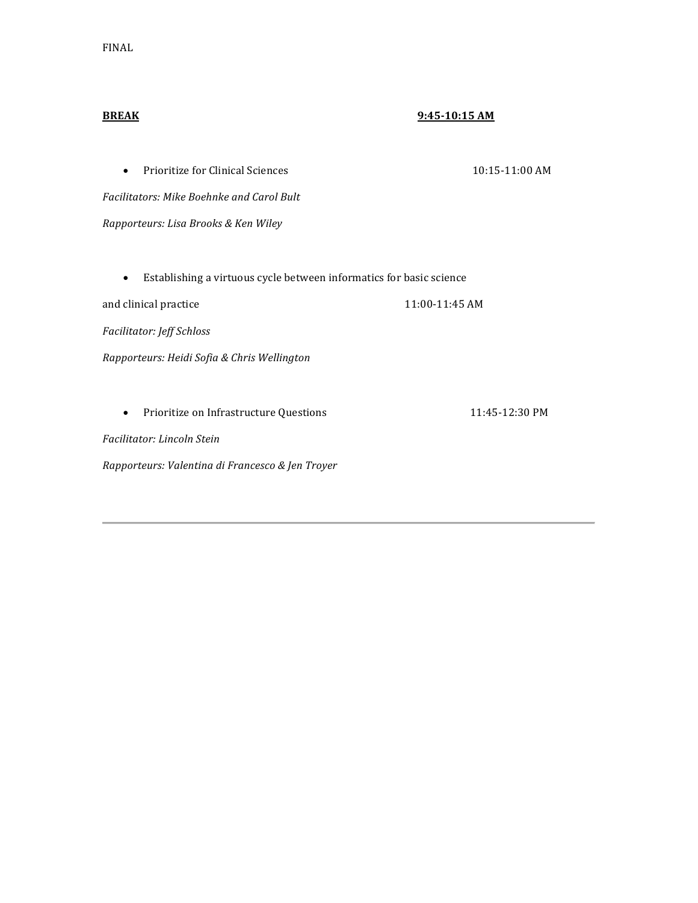FINAL

**BREAK** **9:45-10:15 AM**

- Prioritize for Clinical Sciences 10:15-11:00 AM

*Facilitators: Mike Boehnke and Carol Bult*

*Rapporteurs: Lisa Brooks & Ken Wiley*

- Establishing a virtuous cycle between informatics for basic science and clinical practice 11:00-11:45 AM

*Facilitator: Jeff Schloss*

*Rapporteurs: Heidi Sofia & Chris Wellington*

- Prioritize on Infrastructure Questions 11:45-12:30 PM

*Facilitator: Lincoln Stein*

*Rapporteurs: Valentina di Francesco & Jen Troyer*

---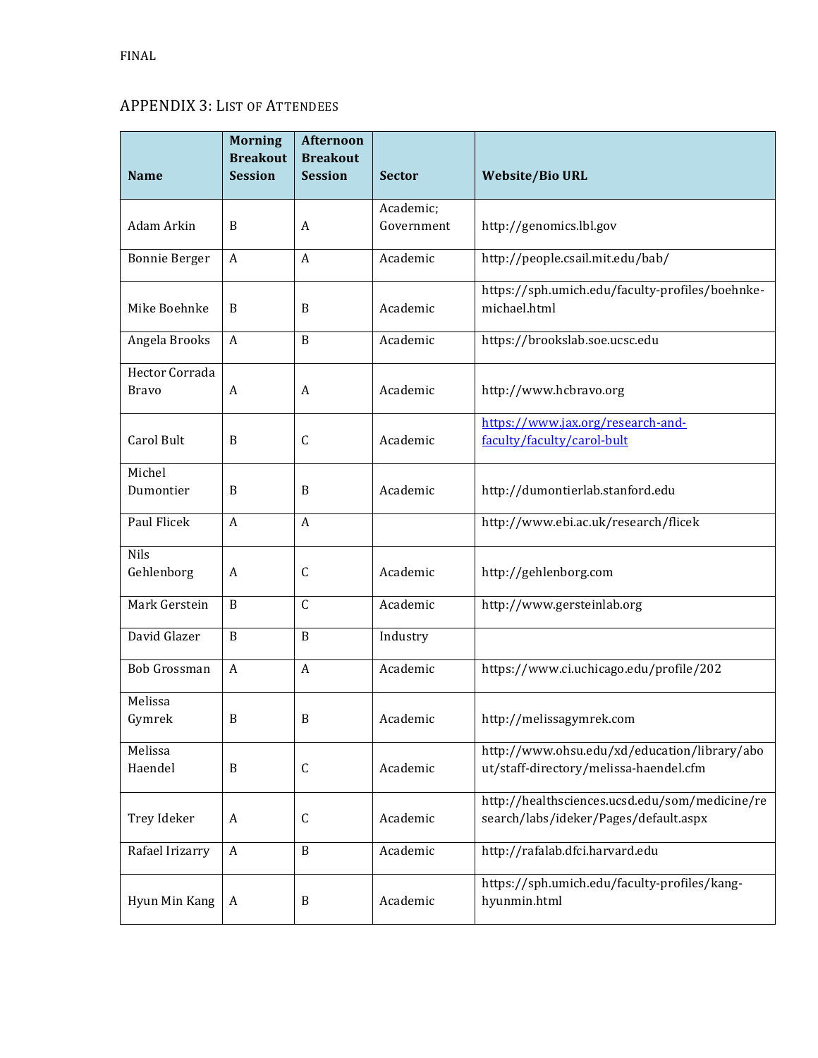FINAL

## APPENDIX 3: LIST OF ATTENDEES

| Name | Morning Breakout Session | Afternoon Breakout Session | Sector | Website/Bio URL |
|---|---|---|---|---|
| Adam Arkin | B | A | Academic; Government | http://genomics.lbl.gov |
| Bonnie Berger | A | A | Academic | http://people.csail.mit.edu/bab/ |
| Mike Boehnke | B | B | Academic | https://sph.umich.edu/faculty-profiles/boehnke-michael.html |
| Angela Brooks | A | B | Academic | https://brookslab.soe.ucsc.edu |
| Hector Corrada Bravo | A | A | Academic | http://www.hcbravo.org |
| Carol Bult | B | C | Academic | https://www.jax.org/research-and-faculty/faculty/carol-bult |
| Michel Dumontier | B | B | Academic | http://dumontierlab.stanford.edu |
| Paul Flicek | A | A | | http://www.ebi.ac.uk/research/flicek |
| Nils Gehlenborg | A | C | Academic | http://gehlenborg.com |
| Mark Gerstein | B | C | Academic | http://www.gersteinlab.org |
| David Glazer | B | B | Industry | |
| Bob Grossman | A | A | Academic | https://www.ci.uchicago.edu/profile/202 |
| Melissa Gymrek | B | B | Academic | http://melissagymrek.com |
| Melissa Haendel | B | C | Academic | http://www.ohsu.edu/xd/education/library/about/staff-directory/melissa-haendel.cfm |
| Trey Ideker | A | C | Academic | http://healthsciences.ucsd.edu/som/medicine/research/labs/ideker/Pages/default.aspx |
| Rafael Irizarry | A | B | Academic | http://rafalab.dfci.harvard.edu |
| Hyun Min Kang | A | B | Academic | https://sph.umich.edu/faculty-profiles/kang-hyunmin.html |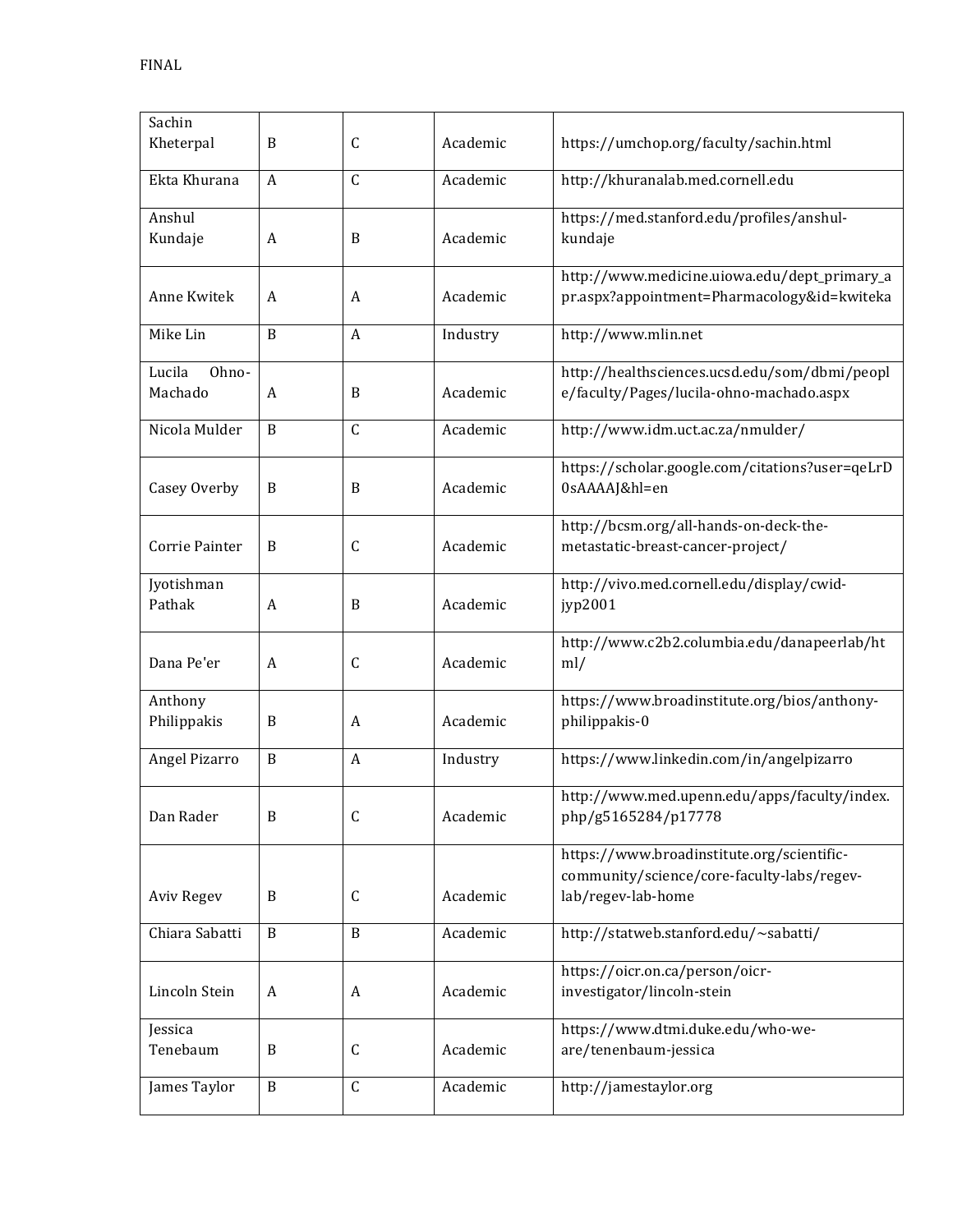| Sachin Kheterpal | B | C | Academic | https://umchop.org/faculty/sachin.html |
|---|---|---|---|---|
| Ekta Khurana | A | C | Academic | http://khuranalab.med.cornell.edu |
| Anshul Kundaje | A | B | Academic | https://med.stanford.edu/profiles/anshul-kundaje |
| Anne Kwitek | A | A | Academic | http://www.medicine.uiowa.edu/dept_primary_apr.aspx?appointment=Pharmacology&id=kwiteka |
| Mike Lin | B | A | Industry | http://www.mlin.net |
| Lucila Ohno-Machado | A | B | Academic | http://healthsciences.ucsd.edu/som/dbmi/people/faculty/Pages/lucila-ohno-machado.aspx |
| Nicola Mulder | B | C | Academic | http://www.idm.uct.ac.za/nmulder/ |
| Casey Overby | B | B | Academic | https://scholar.google.com/citations?user=qeLrD0sAAAAJ&hl=en |
| Corrie Painter | B | C | Academic | http://bcsm.org/all-hands-on-deck-the-metastatic-breast-cancer-project/ |
| Jyotishman Pathak | A | B | Academic | http://vivo.med.cornell.edu/display/cwid-jyp2001 |
| Dana Pe'er | A | C | Academic | http://www.c2b2.columbia.edu/danapeerlab/html/ |
| Anthony Philippakis | B | A | Academic | https://www.broadinstitute.org/bios/anthony-philippakis-0 |
| Angel Pizarro | B | A | Industry | https://www.linkedin.com/in/angelpizarro |
| Dan Rader | B | C | Academic | http://www.med.upenn.edu/apps/faculty/index.php/g5165284/p17778 |
| Aviv Regev | B | C | Academic | https://www.broadinstitute.org/scientific-community/science/core-faculty-labs/regev-lab/regev-lab-home |
| Chiara Sabatti | B | B | Academic | http://statweb.stanford.edu/~sabatti/ |
| Lincoln Stein | A | A | Academic | https://oicr.on.ca/person/oicr-investigator/lincoln-stein |
| Jessica Tenebaum | B | C | Academic | https://www.dtmi.duke.edu/who-we-are/tenenbaum-jessica |
| James Taylor | B | C | Academic | http://jamestaylor.org |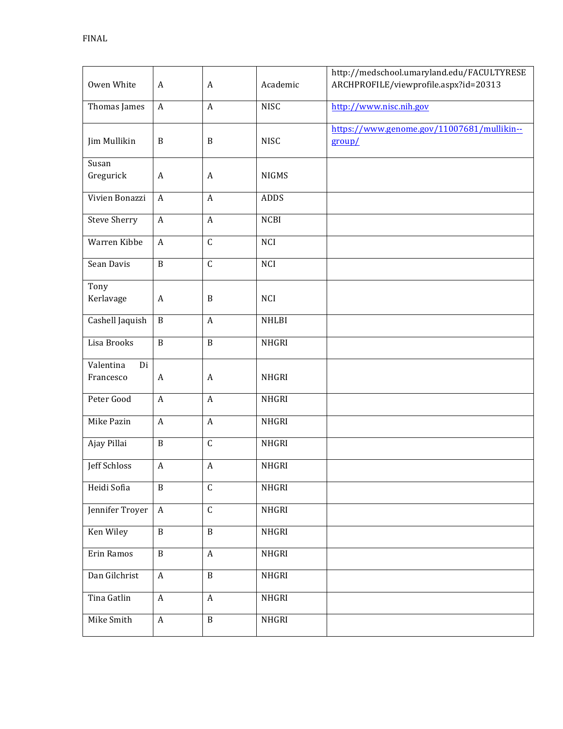FINAL

| | | | | |
|---|---|---|---|---|
| Owen White | A | A | Academic | http://medschool.umaryland.edu/FACULTYRESEARCHPROFILE/viewprofile.aspx?id=20313 |
| Thomas James | A | A | NISC | http://www.nisc.nih.gov |
| Jim Mullikin | B | B | NISC | https://www.genome.gov/11007681/mullikin--group/ |
| Susan Gregurick | A | A | NIGMS | |
| Vivien Bonazzi | A | A | ADDS | |
| Steve Sherry | A | A | NCBI | |
| Warren Kibbe | A | C | NCI | |
| Sean Davis | B | C | NCI | |
| Tony Kerlavage | A | B | NCI | |
| Cashell Jaquish | B | A | NHLBI | |
| Lisa Brooks | B | B | NHGRI | |
| Valentina Di Francesco | A | A | NHGRI | |
| Peter Good | A | A | NHGRI | |
| Mike Pazin | A | A | NHGRI | |
| Ajay Pillai | B | C | NHGRI | |
| Jeff Schloss | A | A | NHGRI | |
| Heidi Sofia | B | C | NHGRI | |
| Jennifer Troyer | A | C | NHGRI | |
| Ken Wiley | B | B | NHGRI | |
| Erin Ramos | B | A | NHGRI | |
| Dan Gilchrist | A | B | NHGRI | |
| Tina Gatlin | A | A | NHGRI | |
| Mike Smith | A | B | NHGRI | |